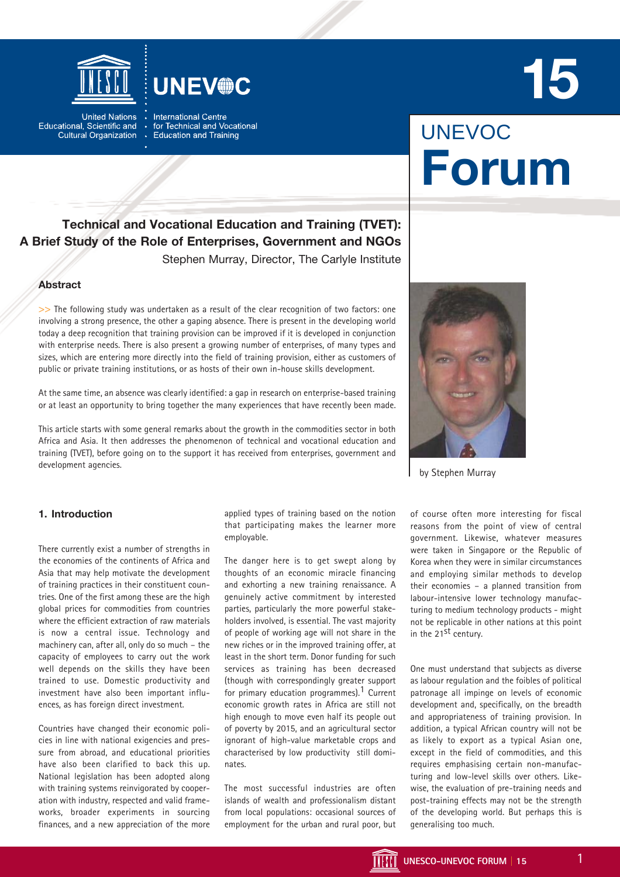# Technical and Vocational Education and Training (TVET): A Brief Study of the Role of Enterprises, Government and NGOs

Stephen Murray, Director, The Carlyle Institute

### Abstract

>> The following study was undertaken as a result of the clear recognition of two factors: one involving a strong presence, the other a gaping absence. There is present in the developing world today a deep recognition that training provision can be improved if it is developed in conjunction with enterprise needs. There is also present a growing number of enterprises, of many types and sizes, which are entering more directly into the field of training provision, either as customers of public or private training institutions, or as hosts of their own in-house skills development.

At the same time, an absence was clearly identified: a gap in research on enterprise-based training or at least an opportunity to bring together the many experiences that have recently been made.

This article starts with some general remarks about the growth in the commodities sector in both Africa and Asia. It then addresses the phenomenon of technical and vocational education and training (TVET), before going on to the support it has received from enterprises, government and development agencies.

by Stephen Murray

### 1. Introduction

There currently exist a number of strengths in the economies of the continents of Africa and Asia that may help motivate the development of training practices in their constituent countries. One of the first among these are the high global prices for commodities from countries where the efficient extraction of raw materials is now a central issue. Technology and machinery can, after all, only do so much – the capacity of employees to carry out the work well depends on the skills they have been trained to use. Domestic productivity and investment have also been important influences, as has foreign direct investment.

Countries have changed their economic policies in line with national exigencies and pressure from abroad, and educational priorities have also been clarified to back this up. National legislation has been adopted along with training systems reinvigorated by cooperation with industry, respected and valid frameworks, broader experiments in sourcing finances, and a new appreciation of the more applied types of training based on the notion that participating makes the learner more employable.

The danger here is to get swept along by thoughts of an economic miracle financing and exhorting a new training renaissance. A genuinely active commitment by interested parties, particularly the more powerful stakeholders involved, is essential. The vast majority of people of working age will not share in the new riches or in the improved training offer, at least in the short term. Donor funding for such services as training has been decreased (though with correspondingly greater support for primary education programmes).[1] Current economic growth rates in Africa are still not high enough to move even half its people out of poverty by 2015, and an agricultural sector ignorant of high-value marketable crops and characterised by low productivity still dominates.

The most successful industries are often islands of wealth and professionalism distant from local populations: occasional sources of employment for the urban and rural poor, but of course often more interesting for fiscal reasons from the point of view of central government. Likewise, whatever measures were taken in Singapore or the Republic of Korea when they were in similar circumstances and employing similar methods to develop their economies – a planned transition from labour-intensive lower technology manufacturing to medium technology products - might not be replicable in other nations at this point in the 21st century.

One must understand that subjects as diverse as labour regulation and the foibles of political patronage all impinge on levels of economic development and, specifically, on the breadth and appropriateness of training provision. In addition, a typical African country will not be as likely to export as a typical Asian one, except in the field of commodities, and this requires emphasising certain non-manufacturing and low-level skills over others. Likewise, the evaluation of pre-training needs and post-training effects may not be the strength of the developing world. But perhaps this is generalising too much.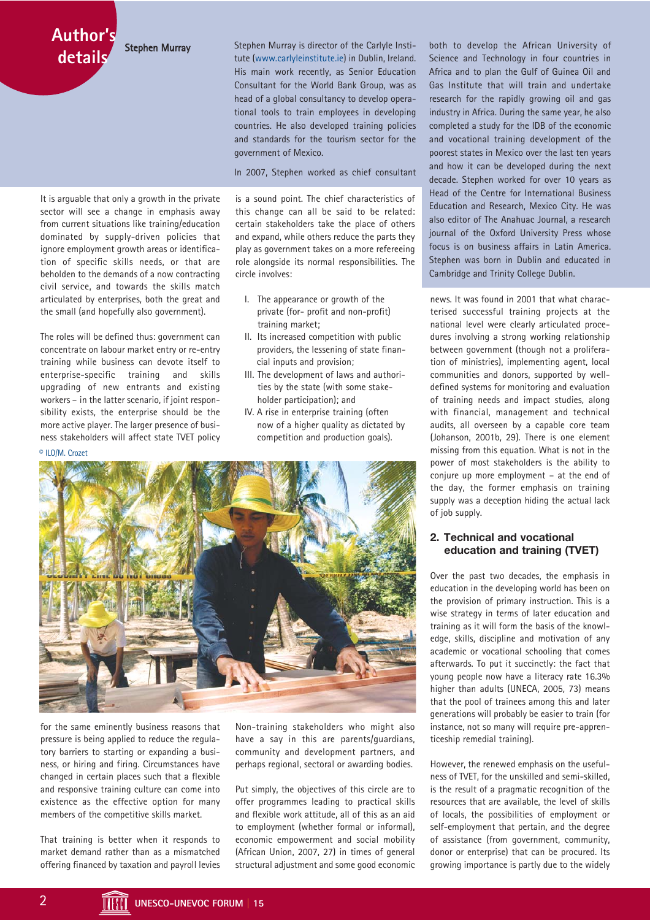## Author's details

**Stephen Murray**

Stephen Murray is director of the Carlyle Institute (www.carlyleinstitute.ie) in Dublin, Ireland. His main work recently, as Senior Education Consultant for the World Bank Group, was as head of a global consultancy to develop operational tools to train employees in developing countries. He also developed training policies and standards for the tourism sector for the government of Mexico.

In 2007, Stephen worked as chief consultant both to develop the African University of Science and Technology in four countries in Africa and to plan the Gulf of Guinea Oil and Gas Institute that will train and undertake research for the rapidly growing oil and gas industry in Africa. During the same year, he also completed a study for the IDB of the economic and vocational training development of the poorest states in Mexico over the last ten years and how it can be developed during the next decade. Stephen worked for over 10 years as Head of the Centre for International Business Education and Research, Mexico City. He was also editor of The Anahuac Journal, a research journal of the Oxford University Press whose focus is on business affairs in Latin America. Stephen was born in Dublin and educated in Cambridge and Trinity College Dublin.

It is arguable that only a growth in the private sector will see a change in emphasis away from current situations like training/education dominated by supply-driven policies that ignore employment growth areas or identification of specific skills needs, or that are beholden to the demands of a now contracting civil service, and towards the skills match articulated by enterprises, both the great and the small (and hopefully also government).

The roles will be defined thus: government can concentrate on labour market entry or re-entry training while business can devote itself to enterprise-specific training and skills upgrading of new entrants and existing workers – in the latter scenario, if joint responsibility exists, the enterprise should be the more active player. The larger presence of business stakeholders will affect state TVET policy for the same eminently business reasons that pressure is being applied to reduce the regulatory barriers to starting or expanding a business, or hiring and firing. Circumstances have changed in certain places such that a flexible and responsive training culture can come into existence as the effective option for many members of the competitive skills market.

That training is better when it responds to market demand rather than as a mismatched offering financed by taxation and payroll levies is a sound point. The chief characteristics of this change can all be said to be related: certain stakeholders take the place of others and expand, while others reduce the parts they play as government takes on a more refereeing role alongside its normal responsibilities. The circle involves:

I. The appearance or growth of the private (for- profit and non-profit) training market;
II. Its increased competition with public providers, the lessening of state financial inputs and provision;
III. The development of laws and authorities by the state (with some stakeholder participation); and
IV. A rise in enterprise training (often now of a higher quality as dictated by competition and production goals).

© ILO/M. Crozet

Non-training stakeholders who might also have a say in this are parents/guardians, community and development partners, and perhaps regional, sectoral or awarding bodies.

Put simply, the objectives of this circle are to offer programmes leading to practical skills and flexible work attitude, all of this as an aid to employment (whether formal or informal), economic empowerment and social mobility (African Union, 2007, 27) in times of general structural adjustment and some good economic news. It was found in 2001 that what characterised successful training projects at the national level were clearly articulated procedures involving a strong working relationship between government (though not a proliferation of ministries), implementing agent, local communities and donors, supported by well-defined systems for monitoring and evaluation of training needs and impact studies, along with financial, management and technical audits, all overseen by a capable core team (Johanson, 2001b, 29). There is one element missing from this equation. What is not in the power of most stakeholders is the ability to conjure up more employment – at the end of the day, the former emphasis on training supply was a deception hiding the actual lack of job supply.

## 2. Technical and vocational education and training (TVET)

Over the past two decades, the emphasis in education in the developing world has been on the provision of primary instruction. This is a wise strategy in terms of later education and training as it will form the basis of the knowledge, skills, discipline and motivation of any academic or vocational schooling that comes afterwards. To put it succinctly: the fact that young people now have a literacy rate 16.3% higher than adults (UNECA, 2005, 73) means that the pool of trainees among this and later generations will probably be easier to train (for instance, not so many will require pre-apprenticeship remedial training).

However, the renewed emphasis on the usefulness of TVET, for the unskilled and semi-skilled, is the result of a pragmatic recognition of the resources that are available, the level of skills of locals, the possibilities of employment or self-employment that pertain, and the degree of assistance (from government, community, donor or enterprise) that can be procured. Its growing importance is partly due to the widely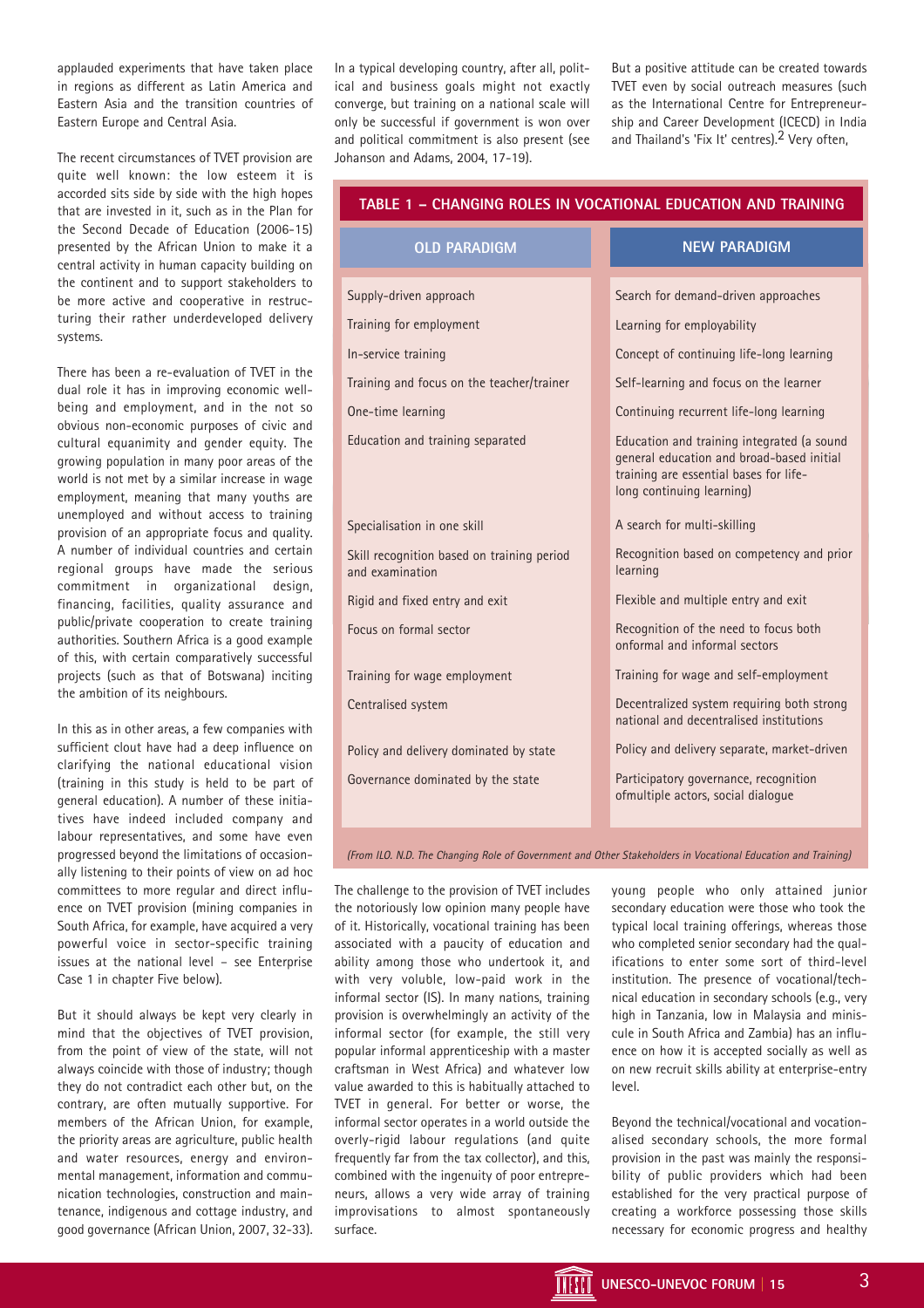applauded experiments that have taken place in regions as different as Latin America and Eastern Asia and the transition countries of Eastern Europe and Central Asia.

The recent circumstances of TVET provision are quite well known: the low esteem it is accorded sits side by side with the high hopes that are invested in it, such as in the Plan for the Second Decade of Education (2006-15) presented by the African Union to make it a central activity in human capacity building on the continent and to support stakeholders to be more active and cooperative in restructuring their rather underdeveloped delivery systems.

There has been a re-evaluation of TVET in the dual role it has in improving economic wellbeing and employment, and in the not so obvious non-economic purposes of civic and cultural equanimity and gender equity. The growing population in many poor areas of the world is not met by a similar increase in wage employment, meaning that many youths are unemployed and without access to training provision of an appropriate focus and quality. A number of individual countries and certain regional groups have made the serious commitment in organizational design, financing, facilities, quality assurance and public/private cooperation to create training authorities. Southern Africa is a good example of this, with certain comparatively successful projects (such as that of Botswana) inciting the ambition of its neighbours.

In this as in other areas, a few companies with sufficient clout have had a deep influence on clarifying the national educational vision (training in this study is held to be part of general education). A number of these initiatives have indeed included company and labour representatives, and some have even progressed beyond the limitations of occasionally listening to their points of view on ad hoc committees to more regular and direct influence on TVET provision (mining companies in South Africa, for example, have acquired a very powerful voice in sector-specific training issues at the national level – see Enterprise Case 1 in chapter Five below).

But it should always be kept very clearly in mind that the objectives of TVET provision, from the point of view of the state, will not always coincide with those of industry; though they do not contradict each other but, on the contrary, are often mutually supportive. For members of the African Union, for example, the priority areas are agriculture, public health and water resources, energy and environmental management, information and communication technologies, construction and maintenance, indigenous and cottage industry, and good governance (African Union, 2007, 32-33). In a typical developing country, after all, political and business goals might not exactly converge, but training on a national scale will only be successful if government is won over and political commitment is also present (see Johanson and Adams, 2004, 17-19).

But a positive attitude can be created towards TVET even by social outreach measures (such as the International Centre for Entrepreneurship and Career Development (ICECD) in India and Thailand's 'Fix It' centres).[2] Very often,

**TABLE 1 – CHANGING ROLES IN VOCATIONAL EDUCATION AND TRAINING**

| OLD PARADIGM | NEW PARADIGM |
|---|---|
| Supply-driven approach | Search for demand-driven approaches |
| Training for employment | Learning for employability |
| In-service training | Concept of continuing life-long learning |
| Training and focus on the teacher/trainer | Self-learning and focus on the learner |
| One-time learning | Continuing recurrent life-long learning |
| Education and training separated | Education and training integrated (a sound general education and broad-based initial training are essential bases for life-long continuing learning) |
| Specialisation in one skill | A search for multi-skilling |
| Skill recognition based on training period and examination | Recognition based on competency and prior learning |
| Rigid and fixed entry and exit | Flexible and multiple entry and exit |
| Focus on formal sector | Recognition of the need to focus both onformal and informal sectors |
| Training for wage employment | Training for wage and self-employment |
| Centralised system | Decentralized system requiring both strong national and decentralised institutions |
| Policy and delivery dominated by state | Policy and delivery separate, market-driven |
| Governance dominated by the state | Participatory governance, recognition ofmultiple actors, social dialogue |

*(From ILO. N.D. The Changing Role of Government and Other Stakeholders in Vocational Education and Training)*

The challenge to the provision of TVET includes the notoriously low opinion many people have of it. Historically, vocational training has been associated with a paucity of education and ability among those who undertook it, and with very voluble, low-paid work in the informal sector (IS). In many nations, training provision is overwhelmingly an activity of the informal sector (for example, the still very popular informal apprenticeship with a master craftsman in West Africa) and whatever low value awarded to this is habitually attached to TVET in general. For better or worse, the informal sector operates in a world outside the overly-rigid labour regulations (and quite frequently far from the tax collector), and this, combined with the ingenuity of poor entrepreneurs, allows a very wide array of training improvisations to almost spontaneously surface.

young people who only attained junior secondary education were those who took the typical local training offerings, whereas those who completed senior secondary had the qualifications to enter some sort of third-level institution. The presence of vocational/technical education in secondary schools (e.g., very high in Tanzania, low in Malaysia and miniscule in South Africa and Zambia) has an influence on how it is accepted socially as well as on new recruit skills ability at enterprise-entry level.

Beyond the technical/vocational and vocationalised secondary schools, the more formal provision in the past was mainly the responsibility of public providers which had been established for the very practical purpose of creating a workforce possessing those skills necessary for economic progress and healthy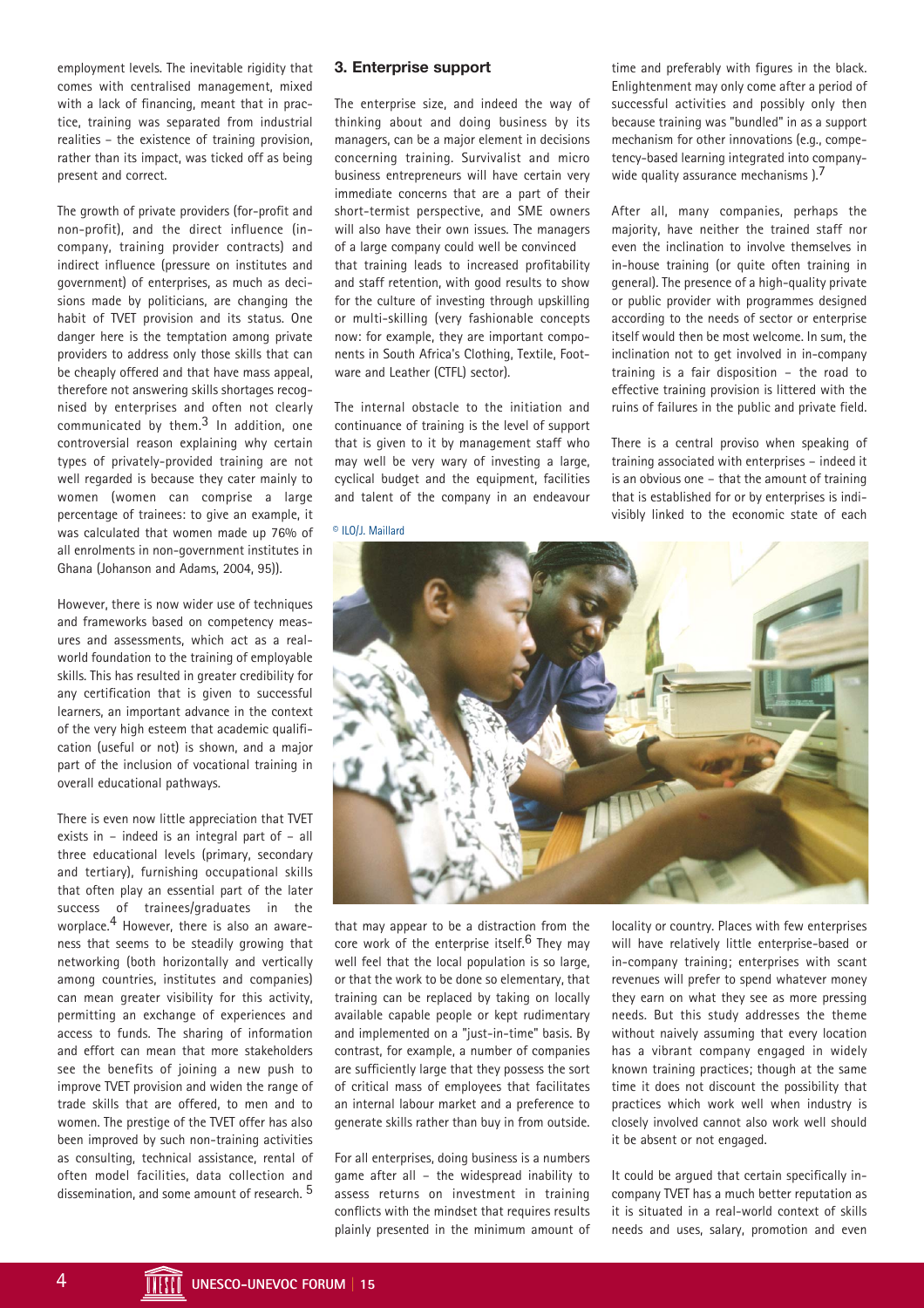employment levels. The inevitable rigidity that comes with centralised management, mixed with a lack of financing, meant that in practice, training was separated from industrial realities – the existence of training provision, rather than its impact, was ticked off as being present and correct.

The growth of private providers (for-profit and non-profit), and the direct influence (in-company, training provider contracts) and indirect influence (pressure on institutes and government) of enterprises, as much as decisions made by politicians, are changing the habit of TVET provision and its status. One danger here is the temptation among private providers to address only those skills that can be cheaply offered and that have mass appeal, therefore not answering skills shortages recognised by enterprises and often not clearly communicated by them.[3] In addition, one controversial reason explaining why certain types of privately-provided training are not well regarded is because they cater mainly to women (women can comprise a large percentage of trainees: to give an example, it was calculated that women made up 76% of all enrolments in non-government institutes in Ghana (Johanson and Adams, 2004, 95)).

However, there is now wider use of techniques and frameworks based on competency measures and assessments, which act as a real-world foundation to the training of employable skills. This has resulted in greater credibility for any certification that is given to successful learners, an important advance in the context of the very high esteem that academic qualification (useful or not) is shown, and a major part of the inclusion of vocational training in overall educational pathways.

There is even now little appreciation that TVET exists in – indeed is an integral part of – all three educational levels (primary, secondary and tertiary), furnishing occupational skills that often play an essential part of the later success of trainees/graduates in the workplace.[4] However, there is also an awareness that seems to be steadily growing that networking (both horizontally and vertically among countries, institutes and companies) can mean greater visibility for this activity, permitting an exchange of experiences and access to funds. The sharing of information and effort can mean that more stakeholders see the benefits of joining a new push to improve TVET provision and widen the range of trade skills that are offered, to men and to women. The prestige of the TVET offer has also been improved by such non-training activities as consulting, technical assistance, rental of often model facilities, data collection and dissemination, and some amount of research.[5]

### 3. Enterprise support

The enterprise size, and indeed the way of thinking about and doing business by its managers, can be a major element in decisions concerning training. Survivalist and micro business entrepreneurs will have certain very immediate concerns that are a part of their short-termist perspective, and SME owners will also have their own issues. The managers of a large company could well be convinced that training leads to increased profitability and staff retention, with good results to show for the culture of investing through upskilling or multi-skilling (very fashionable concepts now: for example, they are important components in South Africa's Clothing, Textile, Footware and Leather (CTFL) sector).

The internal obstacle to the initiation and continuance of training is the level of support that is given to it by management staff who may well be very wary of investing a large, cyclical budget and the equipment, facilities and talent of the company in an endeavour that may appear to be a distraction from the core work of the enterprise itself.[6] They may well feel that the local population is so large, or that the work to be done so elementary, that training can be replaced by taking on locally available capable people or kept rudimentary and implemented on a "just-in-time" basis. By contrast, for example, a number of companies are sufficiently large that they possess the sort of critical mass of employees that facilitates an internal labour market and a preference to generate skills rather than buy in from outside.

For all enterprises, doing business is a numbers game after all – the widespread inability to assess returns on investment in training conflicts with the mindset that requires results plainly presented in the minimum amount of time and preferably with figures in the black. Enlightenment may only come after a period of successful activities and possibly only then because training was "bundled" in as a support mechanism for other innovations (e.g., competency-based learning integrated into company-wide quality assurance mechanisms ).[7]

After all, many companies, perhaps the majority, have neither the trained staff nor even the inclination to involve themselves in in-house training (or quite often training in general). The presence of a high-quality private or public provider with programmes designed according to the needs of sector or enterprise itself would then be most welcome. In sum, the inclination not to get involved in in-company training is a fair disposition – the road to effective training provision is littered with the ruins of failures in the public and private field.

There is a central proviso when speaking of training associated with enterprises – indeed it is an obvious one – that the amount of training that is established for or by enterprises is indivisibly linked to the economic state of each locality or country. Places with few enterprises will have relatively little enterprise-based or in-company training; enterprises with scant revenues will prefer to spend whatever money they earn on what they see as more pressing needs. But this study addresses the theme without naively assuming that every location has a vibrant company engaged in widely known training practices; though at the same time it does not discount the possibility that practices which work well when industry is closely involved cannot also work well should it be absent or not engaged.

© ILO/J. Maillard

It could be argued that certain specifically in-company TVET has a much better reputation as it is situated in a real-world context of skills needs and uses, salary, promotion and even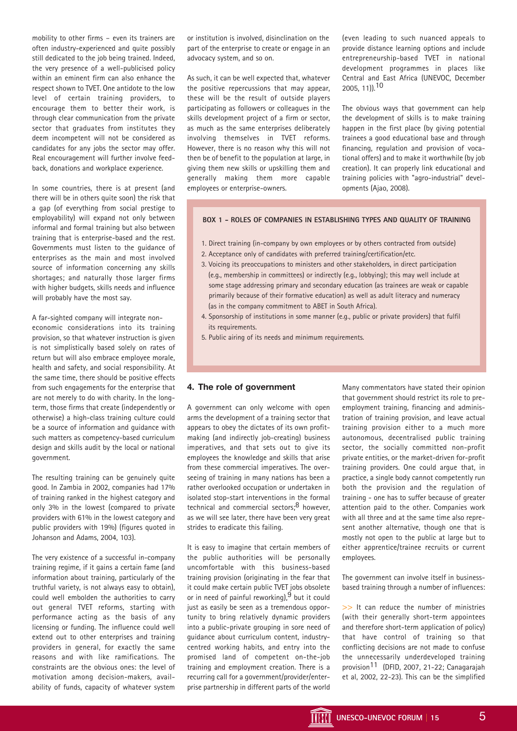mobility to other firms – even its trainers are often industry-experienced and quite possibly still dedicated to the job being trained. Indeed, the very presence of a well-publicised policy within an eminent firm can also enhance the respect shown to TVET. One antidote to the low level of certain training providers, to encourage them to better their work, is through clear communication from the private sector that graduates from institutes they deem incompetent will not be considered as candidates for any jobs the sector may offer. Real encouragement will further involve feedback, donations and workplace experience.

In some countries, there is at present (and there will be in others quite soon) the risk that a gap (of everything from social prestige to employability) will expand not only between informal and formal training but also between training that is enterprise-based and the rest. Governments must listen to the guidance of enterprises as the main and most involved source of information concerning any skills shortages; and naturally those larger firms with higher budgets, skills needs and influence will probably have the most say.

A far-sighted company will integrate non-economic considerations into its training provision, so that whatever instruction is given is not simplistically based solely on rates of return but will also embrace employee morale, health and safety, and social responsibility. At the same time, there should be positive effects from such engagements for the enterprise that are not merely to do with charity. In the long-term, those firms that create (independently or otherwise) a high-class training culture could be a source of information and guidance with such matters as competency-based curriculum design and skills audit by the local or national government.

The resulting training can be genuinely quite good. In Zambia in 2002, companies had 17% of training ranked in the highest category and only 3% in the lowest (compared to private providers with 61% in the lowest category and public providers with 19%) (figures quoted in Johanson and Adams, 2004, 103).

The very existence of a successful in-company training regime, if it gains a certain fame (and information about training, particularly of the truthful variety, is not always easy to obtain), could well embolden the authorities to carry out general TVET reforms, starting with performance acting as the basis of any licensing or funding. The influence could well extend out to other enterprises and training providers in general, for exactly the same reasons and with like ramifications. The constraints are the obvious ones: the level of motivation among decision-makers, availability of funds, capacity of whatever system or institution is involved, disinclination on the part of the enterprise to create or engage in an advocacy system, and so on.

As such, it can be well expected that, whatever the positive repercussions that may appear, these will be the result of outside players participating as followers or colleagues in the skills development project of a firm or sector, as much as the same enterprises deliberately involving themselves in TVET reforms. However, there is no reason why this will not then be of benefit to the population at large, in giving them new skills or upskilling them and generally making them more capable employees or enterprise-owners.

(even leading to such nuanced appeals to provide distance learning options and include entrepreneurship-based TVET in national development programmes in places like Central and East Africa (UNEVOC, December 2005, 11)).[10]

The obvious ways that government can help the development of skills is to make training happen in the first place (by giving potential trainees a good educational base and through financing, regulation and provision of vocational offers) and to make it worthwhile (by job creation). It can properly link educational and training policies with "agro-industrial" developments (Ajao, 2008).

**BOX 1 - ROLES OF COMPANIES IN ESTABLISHING TYPES AND QUALITY OF TRAINING**

1. Direct training (in-company by own employees or by others contracted from outside)
2. Acceptance only of candidates with preferred training/certification/etc.
3. Voicing its preoccupations to ministers and other stakeholders, in direct participation (e.g., membership in committees) or indirectly (e.g., lobbying); this may well include at some stage addressing primary and secondary education (as trainees are weak or capable primarily because of their formative education) as well as adult literacy and numeracy (as in the company commitment to ABET in South Africa).
4. Sponsorship of institutions in some manner (e.g., public or private providers) that fulfil its requirements.
5. Public airing of its needs and minimum requirements.

## 4. The role of government

A government can only welcome with open arms the development of a training sector that appears to obey the dictates of its own profit-making (and indirectly job-creating) business imperatives, and that sets out to give its employees the knowledge and skills that arise from these commercial imperatives. The overseeing of training in many nations has been a rather overlooked occupation or undertaken in isolated stop-start interventions in the formal technical and commercial sectors;[8] however, as we will see later, there have been very great strides to eradicate this failing.

It is easy to imagine that certain members of the public authorities will be personally uncomfortable with this business-based training provision (originating in the fear that it could make certain public TVET jobs obsolete or in need of painful reworking),[9] but it could just as easily be seen as a tremendous opportunity to bring relatively dynamic providers into a public-private grouping in sore need of guidance about curriculum content, industry-centred working habits, and entry into the promised land of competent on-the-job training and employment creation. There is a recurring call for a government/provider/enterprise partnership in different parts of the world

Many commentators have stated their opinion that government should restrict its role to pre-employment training, financing and administration of training provision, and leave actual training provision either to a much more autonomous, decentralised public training sector, the socially committed non-profit private entities, or the market-driven for-profit training providers. One could argue that, in practice, a single body cannot competently run both the provision and the regulation of training - one has to suffer because of greater attention paid to the other. Companies work with all three and at the same time also represent another alternative, though one that is mostly not open to the public at large but to either apprentice/trainee recruits or current employees.

The government can involve itself in business-based training through a number of influences:

>> It can reduce the number of ministries (with their generally short-term appointees and therefore short-term application of policy) that have control of training so that conflicting decisions are not made to confuse the unnecessarily underdeveloped training provision[11] (DFID, 2007, 21-22; Canagarajah et al, 2002, 22-23). This can be the simplified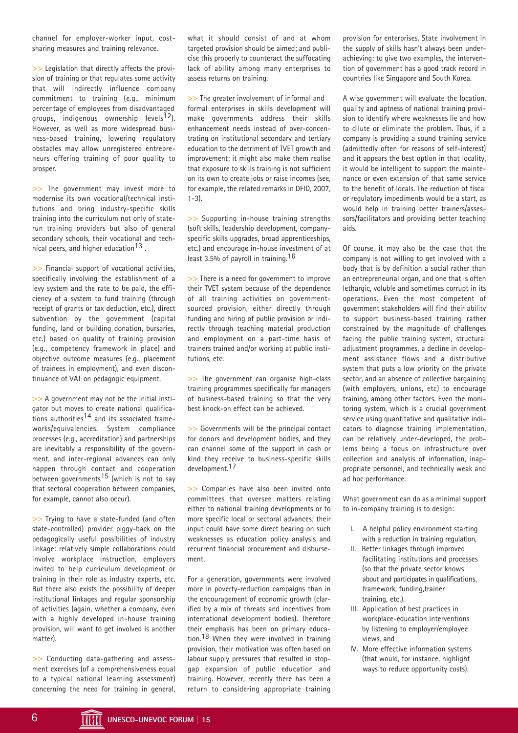channel for employer-worker input, cost-sharing measures and training relevance.

>> Legislation that directly affects the provision of training or that regulates some activity that will indirectly influence company commitment to training (e.g., minimum percentage of employees from disadvantaged groups, indigenous ownership levels[12]). However, as well as more widespread business-based training, lowering regulatory obstacles may allow unregistered entrepreneurs offering training of poor quality to prosper.

>> The government may invest more to modernise its own vocational/technical institutions and bring industry-specific skills training into the curriculum not only of state-run training providers but also of general secondary schools, their vocational and technical peers, and higher education[13] .

>> Financial support of vocational activities, specifically involving the establishment of a levy system and the rate to be paid, the efficiency of a system to fund training (through receipt of grants or tax deduction, etc.), direct subvention by the government (capital funding, land or building donation, bursaries, etc.) based on quality of training provision (e.g., competency framework in place) and objective outcome measures (e.g., placement of trainees in employment), and even discontinuance of VAT on pedagogic equipment.

>> A government may not be the initial instigator but moves to create national qualifications authorities[14] and its associated frameworks/equivalencies. System compliance processes (e.g., accreditation) and partnerships are inevitably a responsibility of the government, and inter-regional advances can only happen through contact and cooperation between governments[15] (which is not to say that sectoral cooperation between companies, for example, cannot also occur).

>> Trying to have a state-funded (and often state-controlled) provider piggy-back on the pedagogically useful possibilities of industry linkage: relatively simple collaborations could involve workplace instruction, employers invited to help curriculum development or training in their role as industry experts, etc. But there also exists the possibility of deeper institutional linkages and regular sponsorship of activities (again, whether a company, even with a highly developed in-house training provision, will want to get involved is another matter).

>> Conducting data-gathering and assessment exercises (of a comprehensiveness equal to a typical national learning assessment) concerning the need for training in general, what it should consist of and at whom targeted provision should be aimed; and publicise this properly to counteract the suffocating lack of ability among many enterprises to assess returns on training.

>> The greater involvement of informal and formal enterprises in skills development will make governments address their skills enhancement needs instead of over-concentrating on institutional secondary and tertiary education to the detriment of TVET growth and improvement; it might also make them realise that exposure to skills training is not sufficient on its own to create jobs or raise incomes (see, for example, the related remarks in DFID, 2007, 1-3).

>> Supporting in-house training strengths (soft skills, leadership development, company-specific skills upgrades, broad apprenticeships, etc.) and encourage in-house investment of at least 3.5% of payroll in training.[16]

>> There is a need for government to improve their TVET system because of the dependence of all training activities on government-sourced provision, either directly through funding and hiring of public provision or indirectly through teaching material production and employment on a part-time basis of trainers trained and/or working at public institutions, etc.

>> The government can organise high-class training programmes specifically for managers of business-based training so that the very best knock-on effect can be achieved.

>> Governments will be the principal contact for donors and development bodies, and they can channel some of the support in cash or kind they receive to business-specific skills development.[17]

>> Companies have also been invited onto committees that oversee matters relating either to national training developments or to more specific local or sectoral advances; their input could have some direct bearing on such weaknesses as education policy analysis and recurrent financial procurement and disbursement.

For a generation, governments were involved more in poverty-reduction campaigns than in the encouragement of economic growth (clarified by a mix of threats and incentives from international development bodies). Therefore their emphasis has been on primary education.[18] When they were involved in training provision, their motivation was often based on labour supply pressures that resulted in stop-gap expansion of public education and training. However, recently there has been a return to considering appropriate training provision for enterprises. State involvement in the supply of skills hasn't always been under-achieving: to give two examples, the intervention of government has a good track record in countries like Singapore and South Korea.

A wise government will evaluate the location, quality and aptness of national training provision to identify where weaknesses lie and how to dilute or eliminate the problem. Thus, if a company is providing a sound training service (admittedly often for reasons of self-interest) and it appears the best option in that locality, it would be intelligent to support the maintenance or even extension of that same service to the benefit of locals. The reduction of fiscal or regulatory impediments would be a start, as would help in training better trainers/assessors/facilitators and providing better teaching aids.

Of course, it may also be the case that the company is not willing to get involved with a body that is by definition a social rather than an entrepreneurial organ, and one that is often lethargic, voluble and sometimes corrupt in its operations. Even the most competent of government stakeholders will find their ability to support business-based training rather constrained by the magnitude of challenges facing the public training system, structural adjustment programmes, a decline in development assistance flows and a distributive system that puts a low priority on the private sector, and an absence of collective bargaining (with employers, unions, etc) to encourage training, among other factors. Even the monitoring system, which is a crucial government service using quantitative and qualitative indicators to diagnose training implementation, can be relatively under-developed, the problems being a focus on infrastructure over collection and analysis of information, inappropriate personnel, and technically weak and ad hoc performance.

What government can do as a minimal support to in-company training is to design:

I. A helpful policy environment starting with a reduction in training regulation,
II. Better linkages through improved facilitating institutions and processes (so that the private sector knows about and participates in qualifications, framework, funding, trainer training, etc.),
III. Application of best practices in workplace-education interventions by listening to employer/employee views, and
IV. More effective information systems (that would, for instance, highlight ways to reduce opportunity costs).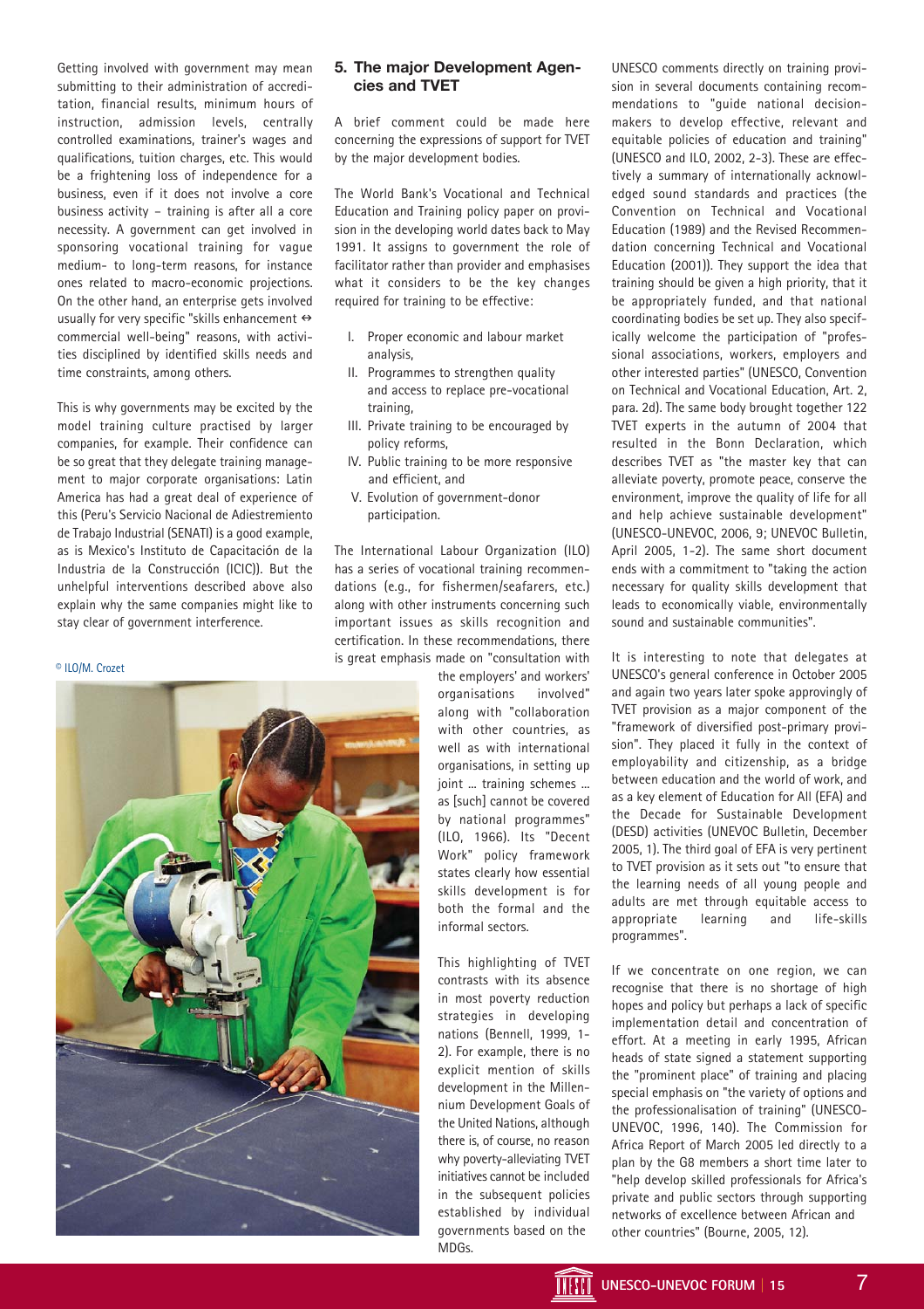Getting involved with government may mean submitting to their administration of accreditation, financial results, minimum hours of instruction, admission levels, centrally controlled examinations, trainer's wages and qualifications, tuition charges, etc. This would be a frightening loss of independence for a business, even if it does not involve a core business activity – training is after all a core necessity. A government can get involved in sponsoring vocational training for vague medium- to long-term reasons, for instance ones related to macro-economic projections. On the other hand, an enterprise gets involved usually for very specific "skills enhancement ⇔ commercial well-being" reasons, with activities disciplined by identified skills needs and time constraints, among others.

This is why governments may be excited by the model training culture practised by larger companies, for example. Their confidence can be so great that they delegate training management to major corporate organisations: Latin America has had a great deal of experience of this (Peru's Servicio Nacional de Adiestremiento de Trabajo Industrial (SENATI) is a good example, as is Mexico's Instituto de Capacitación de la Industria de la Construcción (ICIC)). But the unhelpful interventions described above also explain why the same companies might like to stay clear of government interference.

© ILO/M. Crozet

## 5. The major Development Agencies and TVET

A brief comment could be made here concerning the expressions of support for TVET by the major development bodies.

The World Bank's Vocational and Technical Education and Training policy paper on provision in the developing world dates back to May 1991. It assigns to government the role of facilitator rather than provider and emphasises what it considers to be the key changes required for training to be effective:

I. Proper economic and labour market analysis,
II. Programmes to strengthen quality and access to replace pre-vocational training,
III. Private training to be encouraged by policy reforms,
IV. Public training to be more responsive and efficient, and
V. Evolution of government-donor participation.

The International Labour Organization (ILO) has a series of vocational training recommendations (e.g., for fishermen/seafarers, etc.) along with other instruments concerning such important issues as skills recognition and certification. In these recommendations, there is great emphasis made on "consultation with the employers' and workers' organisations involved" along with "collaboration with other countries, as well as with international organisations, in setting up joint ... training schemes ... as [such] cannot be covered by national programmes" (ILO, 1966). Its "Decent Work" policy framework states clearly how essential skills development is for both the formal and the informal sectors.

This highlighting of TVET contrasts with its absence in most poverty reduction strategies in developing nations (Bennell, 1999, 1-2). For example, there is no explicit mention of skills development in the Millennium Development Goals of the United Nations, although there is, of course, no reason why poverty-alleviating TVET initiatives cannot be included in the subsequent policies established by individual governments based on the MDGs.

UNESCO comments directly on training provision in several documents containing recommendations to "guide national decision-makers to develop effective, relevant and equitable policies of education and training" (UNESCO and ILO, 2002, 2-3). These are effectively a summary of internationally acknowledged sound standards and practices (the Convention on Technical and Vocational Education (1989) and the Revised Recommendation concerning Technical and Vocational Education (2001)). They support the idea that training should be given a high priority, that it be appropriately funded, and that national coordinating bodies be set up. They also specifically welcome the participation of "professional associations, workers, employers and other interested parties" (UNESCO, Convention on Technical and Vocational Education, Art. 2, para. 2d). The same body brought together 122 TVET experts in the autumn of 2004 that resulted in the Bonn Declaration, which describes TVET as "the master key that can alleviate poverty, promote peace, conserve the environment, improve the quality of life for all and help achieve sustainable development" (UNESCO-UNEVOC, 2006, 9; UNEVOC Bulletin, April 2005, 1-2). The same short document ends with a commitment to "taking the action necessary for quality skills development that leads to economically viable, environmentally sound and sustainable communities".

It is interesting to note that delegates at UNESCO's general conference in October 2005 and again two years later spoke approvingly of TVET provision as a major component of the "framework of diversified post-primary provision". They placed it fully in the context of employability and citizenship, as a bridge between education and the world of work, and as a key element of Education for All (EFA) and the Decade for Sustainable Development (DESD) activities (UNEVOC Bulletin, December 2005, 1). The third goal of EFA is very pertinent to TVET provision as it sets out "to ensure that the learning needs of all young people and adults are met through equitable access to appropriate learning and life-skills programmes".

If we concentrate on one region, we can recognise that there is no shortage of high hopes and policy but perhaps a lack of specific implementation detail and concentration of effort. At a meeting in early 1995, African heads of state signed a statement supporting the "prominent place" of training and placing special emphasis on "the variety of options and the professionalisation of training" (UNESCO-UNEVOC, 1996, 140). The Commission for Africa Report of March 2005 led directly to a plan by the G8 members a short time later to "help develop skilled professionals for Africa's private and public sectors through supporting networks of excellence between African and other countries" (Bourne, 2005, 12).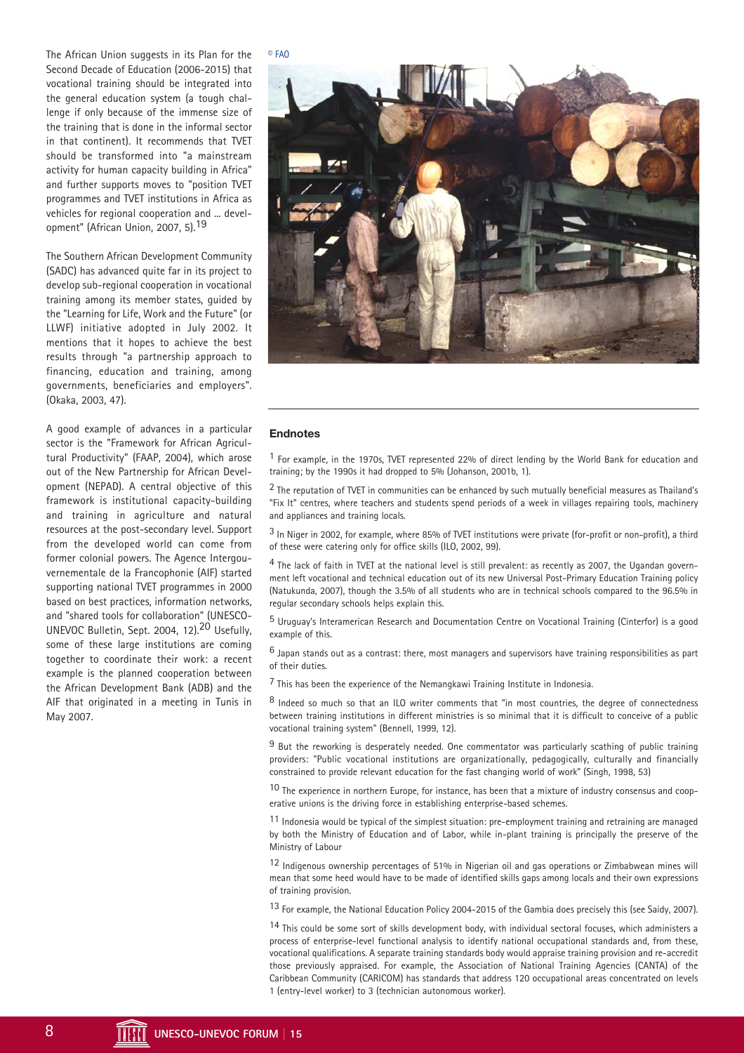The African Union suggests in its Plan for the Second Decade of Education (2006-2015) that vocational training should be integrated into the general education system (a tough challenge if only because of the immense size of the training that is done in the informal sector in that continent). It recommends that TVET should be transformed into "a mainstream activity for human capacity building in Africa" and further supports moves to "position TVET programmes and TVET institutions in Africa as vehicles for regional cooperation and ... development" (African Union, 2007, 5).[19]

The Southern African Development Community (SADC) has advanced quite far in its project to develop sub-regional cooperation in vocational training among its member states, guided by the "Learning for Life, Work and the Future" (or LLWF) initiative adopted in July 2002. It mentions that it hopes to achieve the best results through "a partnership approach to financing, education and training, among governments, beneficiaries and employers". (Okaka, 2003, 47).

A good example of advances in a particular sector is the "Framework for African Agricultural Productivity" (FAAP, 2004), which arose out of the New Partnership for African Development (NEPAD). A central objective of this framework is institutional capacity-building and training in agriculture and natural resources at the post-secondary level. Support from the developed world can come from former colonial powers. The Agence Intergouvernementale de la Francophonie (AIF) started supporting national TVET programmes in 2000 based on best practices, information networks, and "shared tools for collaboration" (UNESCO-UNEVOC Bulletin, Sept. 2004, 12).[20] Usefully, some of these large institutions are coming together to coordinate their work: a recent example is the planned cooperation between the African Development Bank (ADB) and the AIF that originated in a meeting in Tunis in May 2007.

© FAO

## Endnotes

[1] For example, in the 1970s, TVET represented 22% of direct lending by the World Bank for education and training; by the 1990s it had dropped to 5% (Johanson, 2001b, 1).

[2] The reputation of TVET in communities can be enhanced by such mutually beneficial measures as Thailand's "Fix It" centres, where teachers and students spend periods of a week in villages repairing tools, machinery and appliances and training locals.

[3] In Niger in 2002, for example, where 85% of TVET institutions were private (for-profit or non-profit), a third of these were catering only for office skills (ILO, 2002, 99).

[4] The lack of faith in TVET at the national level is still prevalent: as recently as 2007, the Ugandan government left vocational and technical education out of its new Universal Post-Primary Education Training policy (Natukunda, 2007), though the 3.5% of all students who are in technical schools compared to the 96.5% in regular secondary schools helps explain this.

[5] Uruguay's Interamerican Research and Documentation Centre on Vocational Training (Cinterfor) is a good example of this.

[6] Japan stands out as a contrast: there, most managers and supervisors have training responsibilities as part of their duties.

[7] This has been the experience of the Nemangkawi Training Institute in Indonesia.

[8] Indeed so much so that an ILO writer comments that "in most countries, the degree of connectedness between training institutions in different ministries is so minimal that it is difficult to conceive of a public vocational training system" (Bennell, 1999, 12).

[9] But the reworking is desperately needed. One commentator was particularly scathing of public training providers: "Public vocational institutions are organizationally, pedagogically, culturally and financially constrained to provide relevant education for the fast changing world of work" (Singh, 1998, 53)

[10] The experience in northern Europe, for instance, has been that a mixture of industry consensus and cooperative unions is the driving force in establishing enterprise-based schemes.

[11] Indonesia would be typical of the simplest situation: pre-employment training and retraining are managed by both the Ministry of Education and of Labor, while in-plant training is principally the preserve of the Ministry of Labour

[12] Indigenous ownership percentages of 51% in Nigerian oil and gas operations or Zimbabwean mines will mean that some heed would have to be made of identified skills gaps among locals and their own expressions of training provision.

[13] For example, the National Education Policy 2004-2015 of the Gambia does precisely this (see Saidy, 2007).

[14] This could be some sort of skills development body, with individual sectoral focuses, which administers a process of enterprise-level functional analysis to identify national occupational standards and, from these, vocational qualifications. A separate training standards body would appraise training provision and re-accredit those previously appraised. For example, the Association of National Training Agencies (CANTA) of the Caribbean Community (CARICOM) has standards that address 120 occupational areas concentrated on levels 1 (entry-level worker) to 3 (technician autonomous worker).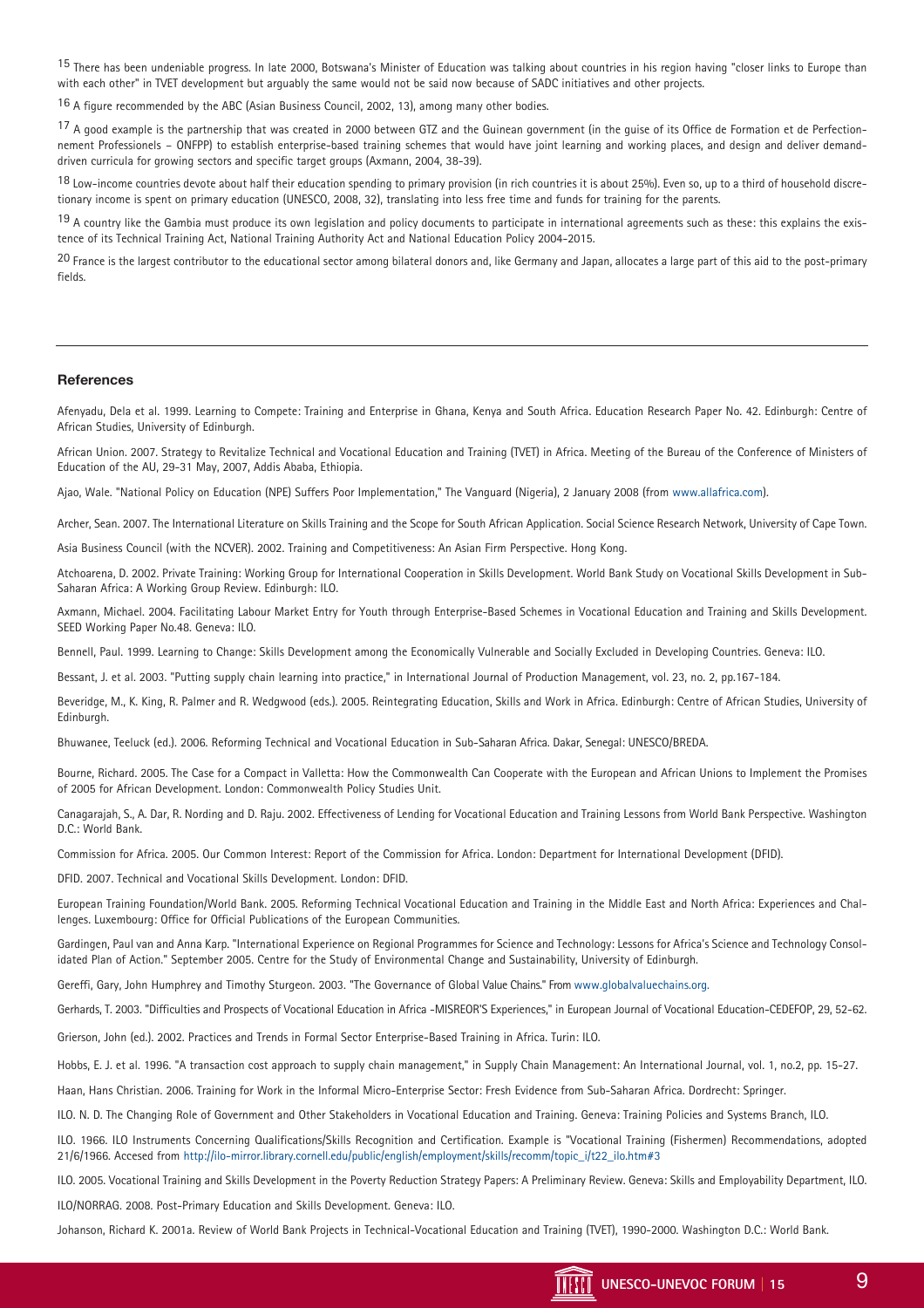[15] There has been undeniable progress. In late 2000, Botswana's Minister of Education was talking about countries in his region having "closer links to Europe than with each other" in TVET development but arguably the same would not be said now because of SADC initiatives and other projects.

[16] A figure recommended by the ABC (Asian Business Council, 2002, 13), among many other bodies.

[17] A good example is the partnership that was created in 2000 between GTZ and the Guinean government (in the guise of its Office de Formation et de Perfectionnement Professionels – ONFPP) to establish enterprise-based training schemes that would have joint learning and working places, and design and deliver demand-driven curricula for growing sectors and specific target groups (Axmann, 2004, 38-39).

[18] Low-income countries devote about half their education spending to primary provision (in rich countries it is about 25%). Even so, up to a third of household discretionary income is spent on primary education (UNESCO, 2008, 32), translating into less free time and funds for training for the parents.

[19] A country like the Gambia must produce its own legislation and policy documents to participate in international agreements such as these: this explains the existence of its Technical Training Act, National Training Authority Act and National Education Policy 2004-2015.

[20] France is the largest contributor to the educational sector among bilateral donors and, like Germany and Japan, allocates a large part of this aid to the post-primary fields.

---

### References

Afenyadu, Dela et al. 1999. Learning to Compete: Training and Enterprise in Ghana, Kenya and South Africa. Education Research Paper No. 42. Edinburgh: Centre of African Studies, University of Edinburgh.

African Union. 2007. Strategy to Revitalize Technical and Vocational Education and Training (TVET) in Africa. Meeting of the Bureau of the Conference of Ministers of Education of the AU, 29-31 May, 2007, Addis Ababa, Ethiopia.

Ajao, Wale. "National Policy on Education (NPE) Suffers Poor Implementation," The Vanguard (Nigeria), 2 January 2008 (from www.allafrica.com).

Archer, Sean. 2007. The International Literature on Skills Training and the Scope for South African Application. Social Science Research Network, University of Cape Town.

Asia Business Council (with the NCVER). 2002. Training and Competitiveness: An Asian Firm Perspective. Hong Kong.

Atchoarena, D. 2002. Private Training: Working Group for International Cooperation in Skills Development. World Bank Study on Vocational Skills Development in Sub-Saharan Africa: A Working Group Review. Edinburgh: ILO.

Axmann, Michael. 2004. Facilitating Labour Market Entry for Youth through Enterprise-Based Schemes in Vocational Education and Training and Skills Development. SEED Working Paper No.48. Geneva: ILO.

Bennell, Paul. 1999. Learning to Change: Skills Development among the Economically Vulnerable and Socially Excluded in Developing Countries. Geneva: ILO.

Bessant, J. et al. 2003. "Putting supply chain learning into practice," in International Journal of Production Management, vol. 23, no. 2, pp.167-184.

Beveridge, M., K. King, R. Palmer and R. Wedgwood (eds.). 2005. Reintegrating Education, Skills and Work in Africa. Edinburgh: Centre of African Studies, University of Edinburgh.

Bhuwanee, Teeluck (ed.). 2006. Reforming Technical and Vocational Education in Sub-Saharan Africa. Dakar, Senegal: UNESCO/BREDA.

Bourne, Richard. 2005. The Case for a Compact in Valletta: How the Commonwealth Can Cooperate with the European and African Unions to Implement the Promises of 2005 for African Development. London: Commonwealth Policy Studies Unit.

Canagarajah, S., A. Dar, R. Nording and D. Raju. 2002. Effectiveness of Lending for Vocational Education and Training Lessons from World Bank Perspective. Washington D.C.: World Bank.

Commission for Africa. 2005. Our Common Interest: Report of the Commission for Africa. London: Department for International Development (DFID).

DFID. 2007. Technical and Vocational Skills Development. London: DFID.

European Training Foundation/World Bank. 2005. Reforming Technical Vocational Education and Training in the Middle East and North Africa: Experiences and Challenges. Luxembourg: Office for Official Publications of the European Communities.

Gardingen, Paul van and Anna Karp. "International Experience on Regional Programmes for Science and Technology: Lessons for Africa's Science and Technology Consolidated Plan of Action." September 2005. Centre for the Study of Environmental Change and Sustainability, University of Edinburgh.

Gereffi, Gary, John Humphrey and Timothy Sturgeon. 2003. "The Governance of Global Value Chains." From www.globalvaluechains.org.

Gerhards, T. 2003. "Difficulties and Prospects of Vocational Education in Africa -MISREOR'S Experiences," in European Journal of Vocational Education-CEDEFOP, 29, 52-62.

Grierson, John (ed.). 2002. Practices and Trends in Formal Sector Enterprise-Based Training in Africa. Turin: ILO.

Hobbs, E. J. et al. 1996. "A transaction cost approach to supply chain management," in Supply Chain Management: An International Journal, vol. 1, no.2, pp. 15-27.

Haan, Hans Christian. 2006. Training for Work in the Informal Micro-Enterprise Sector: Fresh Evidence from Sub-Saharan Africa. Dordrecht: Springer.

ILO. N. D. The Changing Role of Government and Other Stakeholders in Vocational Education and Training. Geneva: Training Policies and Systems Branch, ILO.

ILO. 1966. ILO Instruments Concerning Qualifications/Skills Recognition and Certification. Example is "Vocational Training (Fishermen) Recommendations, adopted 21/6/1966. Accesed from http://ilo-mirror.library.cornell.edu/public/english/employment/skills/recomm/topic_i/t22_ilo.htm#3

ILO. 2005. Vocational Training and Skills Development in the Poverty Reduction Strategy Papers: A Preliminary Review. Geneva: Skills and Employability Department, ILO.

ILO/NORRAG. 2008. Post-Primary Education and Skills Development. Geneva: ILO.

Johanson, Richard K. 2001a. Review of World Bank Projects in Technical-Vocational Education and Training (TVET), 1990-2000. Washington D.C.: World Bank.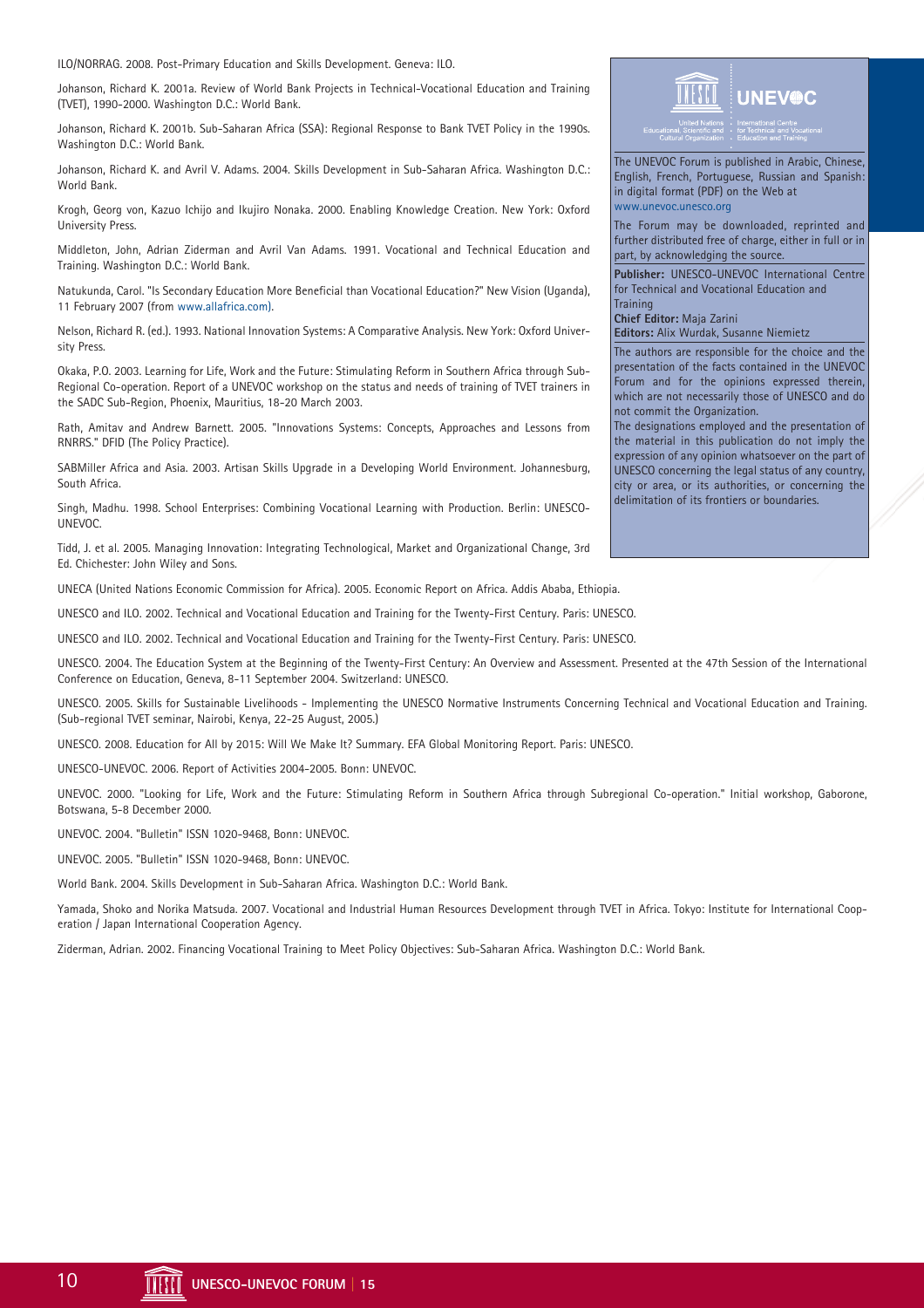ILO/NORRAG. 2008. Post-Primary Education and Skills Development. Geneva: ILO.

Johanson, Richard K. 2001a. Review of World Bank Projects in Technical-Vocational Education and Training (TVET), 1990-2000. Washington D.C.: World Bank.

Johanson, Richard K. 2001b. Sub-Saharan Africa (SSA): Regional Response to Bank TVET Policy in the 1990s. Washington D.C.: World Bank.

Johanson, Richard K. and Avril V. Adams. 2004. Skills Development in Sub-Saharan Africa. Washington D.C.: World Bank.

Krogh, Georg von, Kazuo Ichijo and Ikujiro Nonaka. 2000. Enabling Knowledge Creation. New York: Oxford University Press.

Middleton, John, Adrian Ziderman and Avril Van Adams. 1991. Vocational and Technical Education and Training. Washington D.C.: World Bank.

Natukunda, Carol. "Is Secondary Education More Beneficial than Vocational Education?" New Vision (Uganda), 11 February 2007 (from www.allafrica.com).

Nelson, Richard R. (ed.). 1993. National Innovation Systems: A Comparative Analysis. New York: Oxford University Press.

Okaka, P.O. 2003. Learning for Life, Work and the Future: Stimulating Reform in Southern Africa through Sub-Regional Co-operation. Report of a UNEVOC workshop on the status and needs of training of TVET trainers in the SADC Sub-Region, Phoenix, Mauritius, 18-20 March 2003.

Rath, Amitav and Andrew Barnett. 2005. "Innovations Systems: Concepts, Approaches and Lessons from RNRRS." DFID (The Policy Practice).

SABMiller Africa and Asia. 2003. Artisan Skills Upgrade in a Developing World Environment. Johannesburg, South Africa.

Singh, Madhu. 1998. School Enterprises: Combining Vocational Learning with Production. Berlin: UNESCO-UNEVOC.

Tidd, J. et al. 2005. Managing Innovation: Integrating Technological, Market and Organizational Change, 3rd Ed. Chichester: John Wiley and Sons.

UNECA (United Nations Economic Commission for Africa). 2005. Economic Report on Africa. Addis Ababa, Ethiopia.

UNESCO and ILO. 2002. Technical and Vocational Education and Training for the Twenty-First Century. Paris: UNESCO.

UNESCO and ILO. 2002. Technical and Vocational Education and Training for the Twenty-First Century. Paris: UNESCO.

UNESCO. 2004. The Education System at the Beginning of the Twenty-First Century: An Overview and Assessment. Presented at the 47th Session of the International Conference on Education, Geneva, 8-11 September 2004. Switzerland: UNESCO.

UNESCO. 2005. Skills for Sustainable Livelihoods - Implementing the UNESCO Normative Instruments Concerning Technical and Vocational Education and Training. (Sub-regional TVET seminar, Nairobi, Kenya, 22-25 August, 2005.)

UNESCO. 2008. Education for All by 2015: Will We Make It? Summary. EFA Global Monitoring Report. Paris: UNESCO.

UNESCO-UNEVOC. 2006. Report of Activities 2004-2005. Bonn: UNEVOC.

UNEVOC. 2000. "Looking for Life, Work and the Future: Stimulating Reform in Southern Africa through Subregional Co-operation." Initial workshop, Gaborone, Botswana, 5-8 December 2000.

UNEVOC. 2004. "Bulletin" ISSN 1020-9468, Bonn: UNEVOC.

UNEVOC. 2005. "Bulletin" ISSN 1020-9468, Bonn: UNEVOC.

World Bank. 2004. Skills Development in Sub-Saharan Africa. Washington D.C.: World Bank.

Yamada, Shoko and Norika Matsuda. 2007. Vocational and Industrial Human Resources Development through TVET in Africa. Tokyo: Institute for International Cooperation / Japan International Cooperation Agency.

Ziderman, Adrian. 2002. Financing Vocational Training to Meet Policy Objectives: Sub-Saharan Africa. Washington D.C.: World Bank.

---

UNESCO | UNEVOC

United Nations Educational, Scientific and Cultural Organization · International Centre for Technical and Vocational Education and Training

The UNEVOC Forum is published in Arabic, Chinese, English, French, Portuguese, Russian and Spanish: in digital format (PDF) on the Web at www.unevoc.unesco.org

The Forum may be downloaded, reprinted and further distributed free of charge, either in full or in part, by acknowledging the source.

**Publisher:** UNESCO-UNEVOC International Centre for Technical and Vocational Education and Training
**Chief Editor:** Maja Zarini
**Editors:** Alix Wurdak, Susanne Niemietz

The authors are responsible for the choice and the presentation of the facts contained in the UNEVOC Forum and for the opinions expressed therein, which are not necessarily those of UNESCO and do not commit the Organization.
The designations employed and the presentation of the material in this publication do not imply the expression of any opinion whatsoever on the part of UNESCO concerning the legal status of any country, city or area, or its authorities, or concerning the delimitation of its frontiers or boundaries.